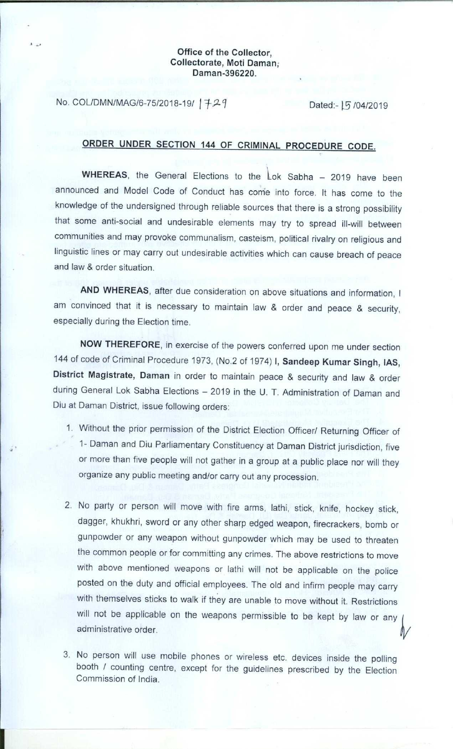**Office of the Collector,**
**Collectorate, Moti Daman,**
**Daman-396220.**

No. COL/DMN/MAG/6-75/2018-19/ 1729 Dated:- 15/04/2019

## ORDER UNDER SECTION 144 OF CRIMINAL PROCEDURE CODE.

**WHEREAS**, the General Elections to the Lok Sabha – 2019 have been announced and Model Code of Conduct has come into force. It has come to the knowledge of the undersigned through reliable sources that there is a strong possibility that some anti-social and undesirable elements may try to spread ill-will between communities and may provoke communalism, casteism, political rivalry on religious and linguistic lines or may carry out undesirable activities which can cause breach of peace and law & order situation.

**AND WHEREAS**, after due consideration on above situations and information, I am convinced that it is necessary to maintain law & order and peace & security, especially during the Election time.

**NOW THEREFORE**, in exercise of the powers conferred upon me under section 144 of code of Criminal Procedure 1973, (No.2 of 1974) I, **Sandeep Kumar Singh, IAS, District Magistrate, Daman** in order to maintain peace & security and law & order during General Lok Sabha Elections – 2019 in the U. T. Administration of Daman and Diu at Daman District, issue following orders:

1. Without the prior permission of the District Election Officer/ Returning Officer of 1- Daman and Diu Parliamentary Constituency at Daman District jurisdiction, five or more than five people will not gather in a group at a public place nor will they organize any public meeting and/or carry out any procession.

2. No party or person will move with fire arms, lathi, stick, knife, hockey stick, dagger, khukhri, sword or any other sharp edged weapon, firecrackers, bomb or gunpowder or any weapon without gunpowder which may be used to threaten the common people or for committing any crimes. The above restrictions to move with above mentioned weapons or lathi will not be applicable on the police posted on the duty and official employees. The old and infirm people may carry with themselves sticks to walk if they are unable to move without it. Restrictions will not be applicable on the weapons permissible to be kept by law or any administrative order.

3. No person will use mobile phones or wireless etc. devices inside the polling booth / counting centre, except for the guidelines prescribed by the Election Commission of India.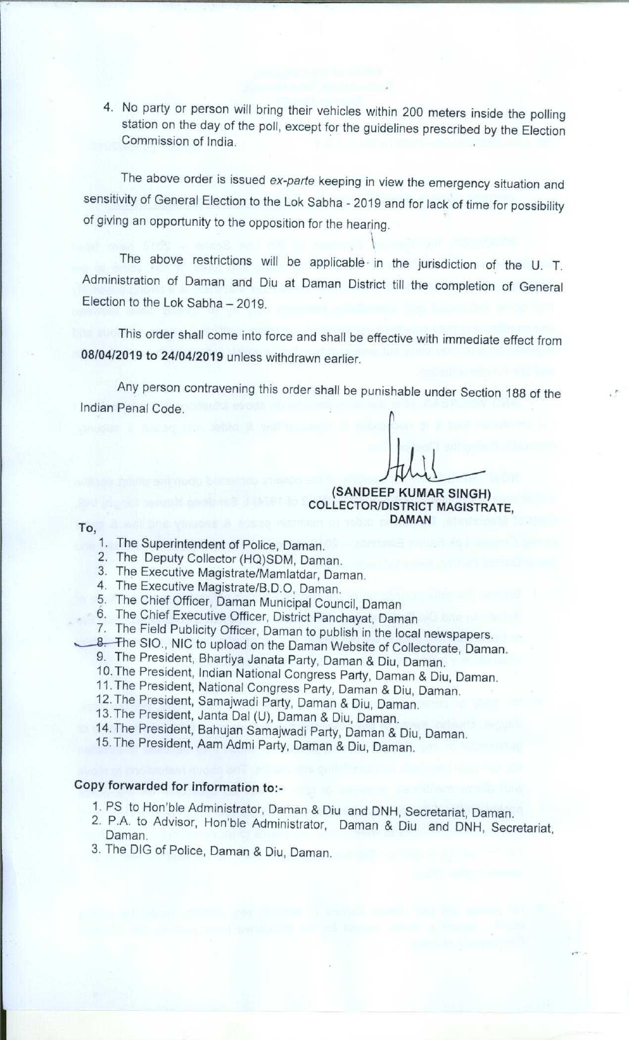4. No party or person will bring their vehicles within 200 meters inside the polling station on the day of the poll, except for the guidelines prescribed by the Election Commission of India.

The above order is issued *ex-parte* keeping in view the emergency situation and sensitivity of General Election to the Lok Sabha - 2019 and for lack of time for possibility of giving an opportunity to the opposition for the hearing.

The above restrictions will be applicable in the jurisdiction of the U. T. Administration of Daman and Diu at Daman District till the completion of General Election to the Lok Sabha – 2019.

This order shall come into force and shall be effective with immediate effect from **08/04/2019 to 24/04/2019** unless withdrawn earlier.

Any person contravening this order shall be punishable under Section 188 of the Indian Penal Code.

**(SANDEEP KUMAR SINGH)**
**COLLECTOR/DISTRICT MAGISTRATE,**
**DAMAN**

To,

1. The Superintendent of Police, Daman.
2. The Deputy Collector (HQ)SDM, Daman.
3. The Executive Magistrate/Mamlatdar, Daman.
4. The Executive Magistrate/B.D.O, Daman.
5. The Chief Officer, Daman Municipal Council, Daman
6. The Chief Executive Officer, District Panchayat, Daman
7. The Field Publicity Officer, Daman to publish in the local newspapers.
8. The SIO., NIC to upload on the Daman Website of Collectorate, Daman.
9. The President, Bhartiya Janata Party, Daman & Diu, Daman.
10. The President, Indian National Congress Party, Daman & Diu, Daman.
11. The President, National Congress Party, Daman & Diu, Daman.
12. The President, Samajwadi Party, Daman & Diu, Daman.
13. The President, Janta Dal (U), Daman & Diu, Daman.
14. The President, Bahujan Samajwadi Party, Daman & Diu, Daman.
15. The President, Aam Admi Party, Daman & Diu, Daman.

**Copy forwarded for information to:-**

1. PS to Hon'ble Administrator, Daman & Diu and DNH, Secretariat, Daman.
2. P.A. to Advisor, Hon'ble Administrator, Daman & Diu and DNH, Secretariat, Daman.
3. The DIG of Police, Daman & Diu, Daman.